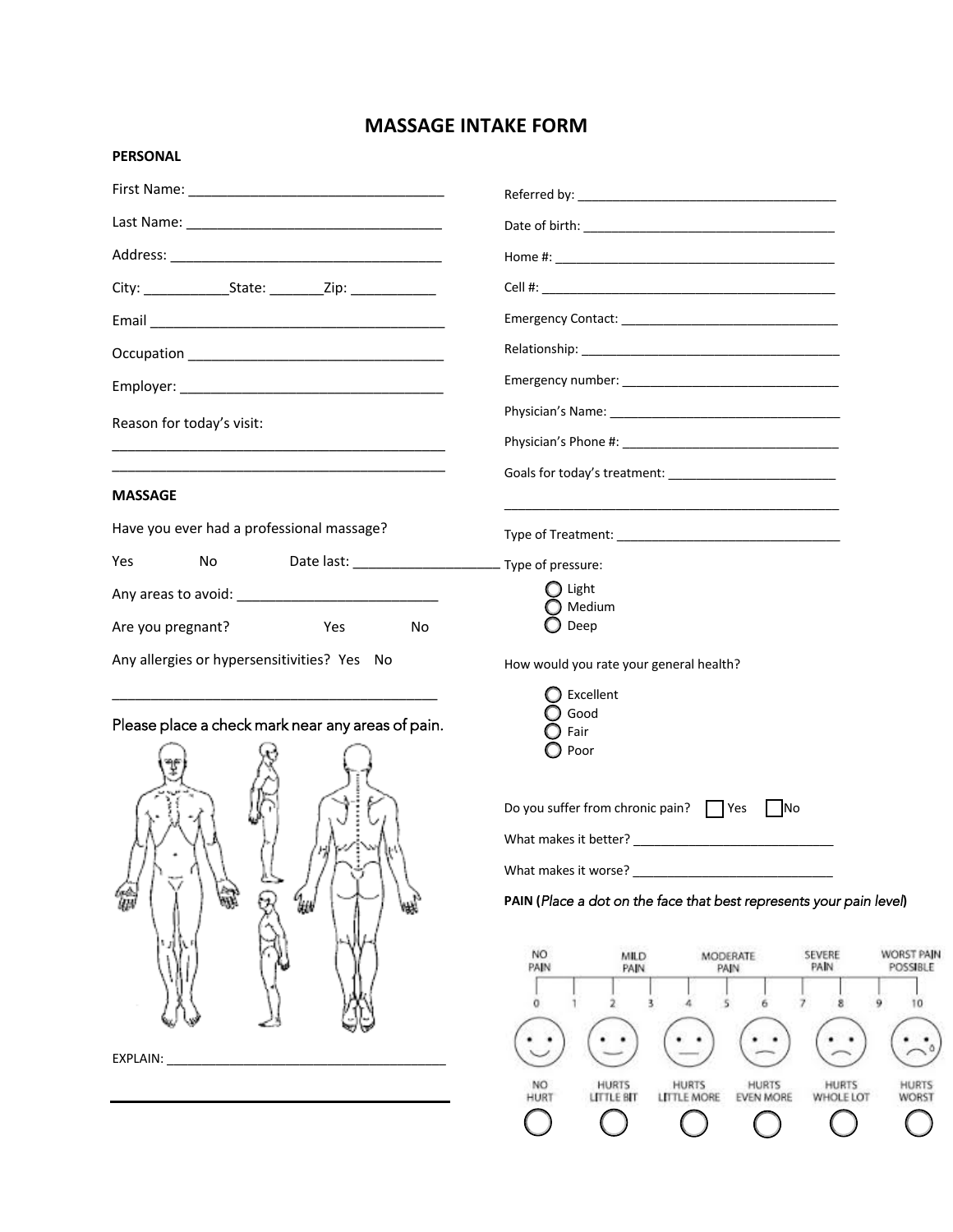# MASSAGE INTAKE FORM

## PERSONAL

First Name: ___________________________________

Last Name: ___________________________________

Address: ___________________________________

City: ___________State: _______Zip: ___________

Email ___________________________________

Occupation ___________________________________

Employer: ___________________________________

Reason for today's visit:

_____________________________________________

_____________________________________________

Referred by: ___________________________________

Date of birth: ___________________________________

Home #: ___________________________________

Cell #: ___________________________________

Emergency Contact: ___________________________________

Relationship: ___________________________________

Emergency number: ___________________________________

Physician's Name: ___________________________________

Physician's Phone #: ___________________________________

Goals for today's treatment: ________________________

_____________________________________________

## MASSAGE

Have you ever had a professional massage?

Yes   No   Date last: ___________________

Any areas to avoid: ___________________________

Are you pregnant?   Yes   No

Any allergies or hypersensitivities?  Yes   No

_____________________________________________

Please place a check mark near any areas of pain.

EXPLAIN: ___________________________________

_____________________________________________

Type of Treatment: ________________________________

Type of pressure:

- ◯ Light
- ◯ Medium
- ◯ Deep

How would you rate your general health?

- ◯ Excellent
- ◯ Good
- ◯ Fair
- ◯ Poor

Do you suffer from chronic pain? ☐ Yes ☐ No

What makes it better? ____________________________

What makes it worse? ____________________________

**PAIN (***Place a dot on the face that best represents your pain level***)**

| NO PAIN | | MILD PAIN | | MODERATE PAIN | | SEVERE PAIN | | WORST PAIN POSSIBLE |
|---|---|---|---|---|---|---|---|---|
| 0 | 1 | 2 | 3 | 4 | 5 | 6 | 7 | 8 | 9 | 10 |

| NO HURT | HURTS LITTLE BIT | HURTS LITTLE MORE | HURTS EVEN MORE | HURTS WHOLE LOT | HURTS WORST |
|---|---|---|---|---|---|
| ◯ | ◯ | ◯ | ◯ | ◯ | ◯ |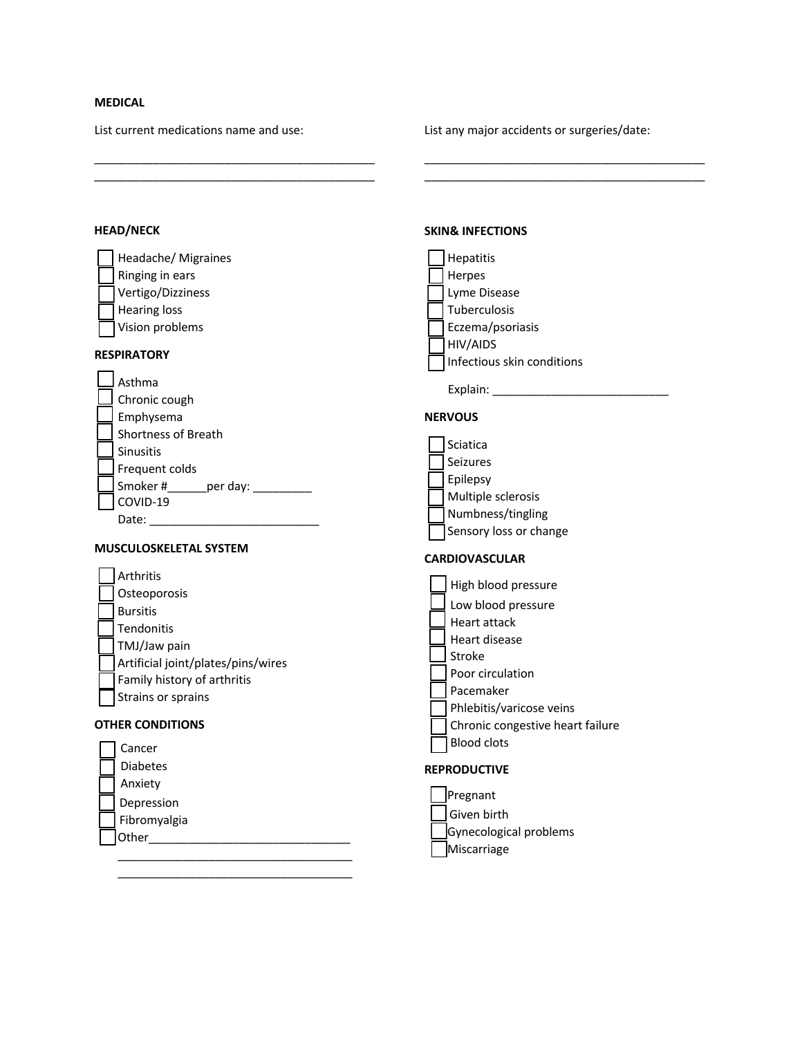**MEDICAL**

List current medications name and use:

_____________________________________________

_____________________________________________

List any major accidents or surgeries/date:

_____________________________________________

_____________________________________________

**HEAD/NECK**

- [ ] Headache/ Migraines
- [ ] Ringing in ears
- [ ] Vertigo/Dizziness
- [ ] Hearing loss
- [ ] Vision problems

**RESPIRATORY**

- [ ] Asthma
- [ ] Chronic cough
- [ ] Emphysema
- [ ] Shortness of Breath
- [ ] Sinusitis
- [ ] Frequent colds
- [ ] Smoker #______per day: _________
- [ ] COVID-19

  Date: ___________________________

**MUSCULOSKELETAL SYSTEM**

- [ ] Arthritis
- [ ] Osteoporosis
- [ ] Bursitis
- [ ] Tendonitis
- [ ] TMJ/Jaw pain
- [ ] Artificial joint/plates/pins/wires
- [ ] Family history of arthritis
- [ ] Strains or sprains

**OTHER CONDITIONS**

- [ ] Cancer
- [ ] Diabetes
- [ ] Anxiety
- [ ] Depression
- [ ] Fibromyalgia
- [ ] Other_________________________________

  _____________________________________

  _____________________________________

**SKIN& INFECTIONS**

- [ ] Hepatitis
- [ ] Herpes
- [ ] Lyme Disease
- [ ] Tuberculosis
- [ ] Eczema/psoriasis
- [ ] HIV/AIDS
- [ ] Infectious skin conditions

  Explain: ___________________________

**NERVOUS**

- [ ] Sciatica
- [ ] Seizures
- [ ] Epilepsy
- [ ] Multiple sclerosis
- [ ] Numbness/tingling
- [ ] Sensory loss or change

**CARDIOVASCULAR**

- [ ] High blood pressure
- [ ] Low blood pressure
- [ ] Heart attack
- [ ] Heart disease
- [ ] Stroke
- [ ] Poor circulation
- [ ] Pacemaker
- [ ] Phlebitis/varicose veins
- [ ] Chronic congestive heart failure
- [ ] Blood clots

**REPRODUCTIVE**

- [ ] Pregnant
- [ ] Given birth
- [ ] Gynecological problems
- [ ] Miscarriage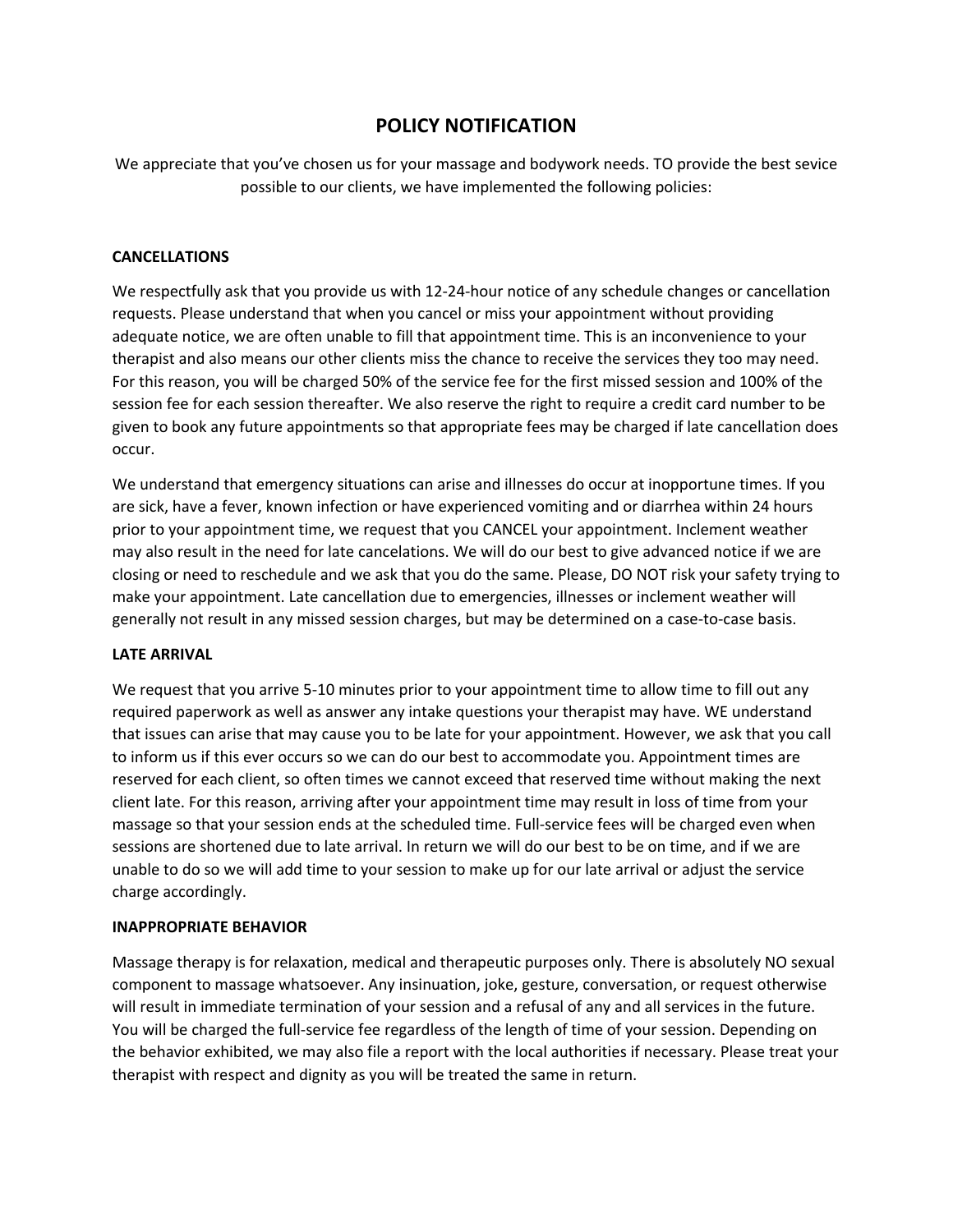# POLICY NOTIFICATION

We appreciate that you've chosen us for your massage and bodywork needs. TO provide the best sevice possible to our clients, we have implemented the following policies:

**CANCELLATIONS**

We respectfully ask that you provide us with 12-24-hour notice of any schedule changes or cancellation requests. Please understand that when you cancel or miss your appointment without providing adequate notice, we are often unable to fill that appointment time. This is an inconvenience to your therapist and also means our other clients miss the chance to receive the services they too may need. For this reason, you will be charged 50% of the service fee for the first missed session and 100% of the session fee for each session thereafter. We also reserve the right to require a credit card number to be given to book any future appointments so that appropriate fees may be charged if late cancellation does occur.

We understand that emergency situations can arise and illnesses do occur at inopportune times. If you are sick, have a fever, known infection or have experienced vomiting and or diarrhea within 24 hours prior to your appointment time, we request that you CANCEL your appointment. Inclement weather may also result in the need for late cancelations. We will do our best to give advanced notice if we are closing or need to reschedule and we ask that you do the same. Please, DO NOT risk your safety trying to make your appointment. Late cancellation due to emergencies, illnesses or inclement weather will generally not result in any missed session charges, but may be determined on a case-to-case basis.

**LATE ARRIVAL**

We request that you arrive 5-10 minutes prior to your appointment time to allow time to fill out any required paperwork as well as answer any intake questions your therapist may have. WE understand that issues can arise that may cause you to be late for your appointment. However, we ask that you call to inform us if this ever occurs so we can do our best to accommodate you. Appointment times are reserved for each client, so often times we cannot exceed that reserved time without making the next client late. For this reason, arriving after your appointment time may result in loss of time from your massage so that your session ends at the scheduled time. Full-service fees will be charged even when sessions are shortened due to late arrival. In return we will do our best to be on time, and if we are unable to do so we will add time to your session to make up for our late arrival or adjust the service charge accordingly.

**INAPPROPRIATE BEHAVIOR**

Massage therapy is for relaxation, medical and therapeutic purposes only. There is absolutely NO sexual component to massage whatsoever. Any insinuation, joke, gesture, conversation, or request otherwise will result in immediate termination of your session and a refusal of any and all services in the future. You will be charged the full-service fee regardless of the length of time of your session. Depending on the behavior exhibited, we may also file a report with the local authorities if necessary. Please treat your therapist with respect and dignity as you will be treated the same in return.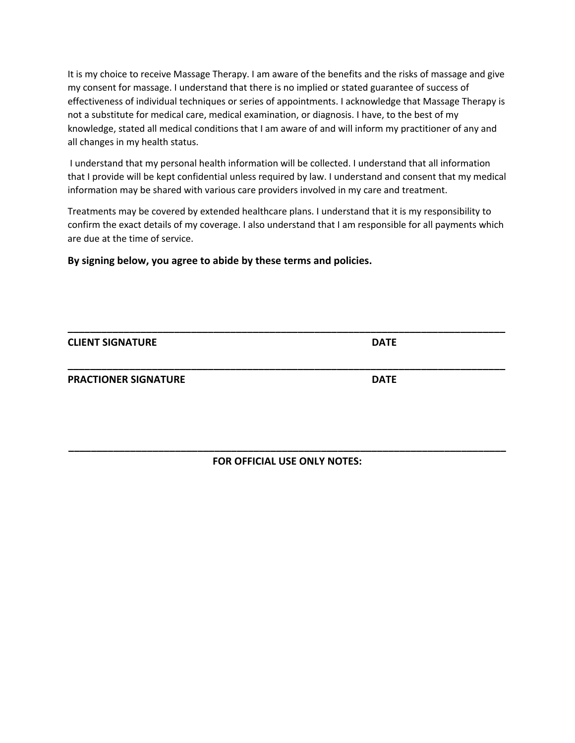It is my choice to receive Massage Therapy. I am aware of the benefits and the risks of massage and give my consent for massage. I understand that there is no implied or stated guarantee of success of effectiveness of individual techniques or series of appointments. I acknowledge that Massage Therapy is not a substitute for medical care, medical examination, or diagnosis. I have, to the best of my knowledge, stated all medical conditions that I am aware of and will inform my practitioner of any and all changes in my health status.

I understand that my personal health information will be collected. I understand that all information that I provide will be kept confidential unless required by law. I understand and consent that my medical information may be shared with various care providers involved in my care and treatment.

Treatments may be covered by extended healthcare plans. I understand that it is my responsibility to confirm the exact details of my coverage. I also understand that I am responsible for all payments which are due at the time of service.

**By signing below, you agree to abide by these terms and policies.**

\_\_\_\_\_\_\_\_\_\_\_\_\_\_\_\_\_\_\_\_\_\_\_\_\_\_\_\_\_\_\_\_\_\_\_\_\_\_\_\_\_\_\_\_\_\_\_\_\_\_\_\_\_\_\_\_\_\_\_\_\_\_\_\_\_\_\_\_\_\_

**CLIENT SIGNATURE** **DATE**

\_\_\_\_\_\_\_\_\_\_\_\_\_\_\_\_\_\_\_\_\_\_\_\_\_\_\_\_\_\_\_\_\_\_\_\_\_\_\_\_\_\_\_\_\_\_\_\_\_\_\_\_\_\_\_\_\_\_\_\_\_\_\_\_\_\_\_\_\_\_

**PRACTIONER SIGNATURE** **DATE**

\_\_\_\_\_\_\_\_\_\_\_\_\_\_\_\_\_\_\_\_\_\_\_\_\_\_\_\_\_\_\_\_\_\_\_\_\_\_\_\_\_\_\_\_\_\_\_\_\_\_\_\_\_\_\_\_\_\_\_\_\_\_\_\_\_\_\_\_\_\_

**FOR OFFICIAL USE ONLY NOTES:**